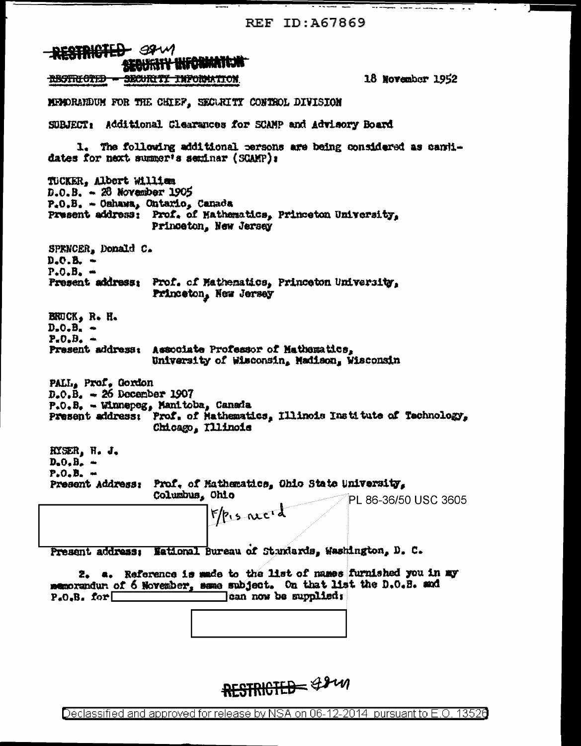REF ID:A67869

~~RESTRICTED~~ 

~~SECURITY INFORMATION~~

~~RESTRICTED - SECURITY INFORMATION~~

18 November 1952

MEMORANDUM FOR THE CHIEF, SECURITY CONTROL DIVISION

SUBJECT: Additional Clearances for SCAMP and Advisory Board

1. The following additional persons are being considered as candidates for next summer's seminar (SCAMP):

TUCKER, Albert William
D.O.B. - 28 November 1905
P.O.B. - Oshawa, Ontario, Canada
Present address: Prof. of Mathematics, Princeton University, Princeton, New Jersey

SPENCER, Donald C.
D.O.B. -
P.O.B. -
Present address: Prof. of Mathematics, Princeton University, Princeton, New Jersey

BRUCK, R. H.
D.O.B. -
P.O.B. -
Present address: Associate Professor of Mathematics, University of Wisconsin, Madison, Wisconsin

PALL, Prof. Gordon
D.O.B. - 26 December 1907
P.O.B. - Winnepeg, Manitoba, Canada
Present address: Prof. of Mathematics, Illinois Institute of Technology, Chicago, Illinois

RYSER, H. J.
D.O.B. -
P.O.B. -
Present Address: Prof. of Mathematics, Ohio State University, Columbus, Ohio

PL 86-36/50 USC 3605

F/P's rec'd

Present address: National Bureau of Standards, Washington, D. C.

2. a. Reference is made to the list of names furnished you in my memorandum of 6 November, same subject. On that list the D.O.B. and P.O.B. for [redacted] can now be supplied:

~~RESTRICTED~~

Declassified and approved for release by NSA on 06-12-2014 pursuant to E.O. 13526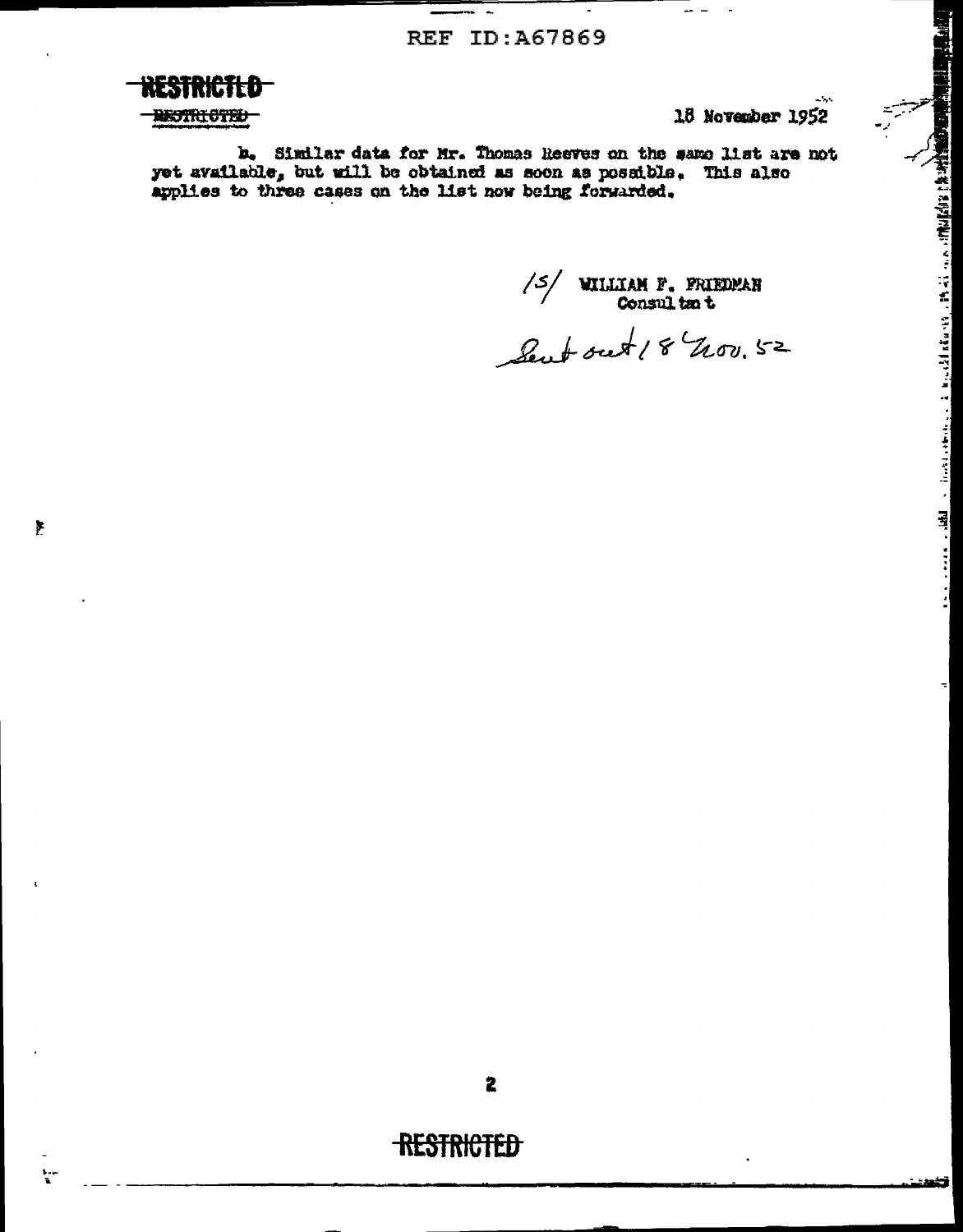REF ID:A67869

~~RESTRICTED~~

~~RESTRICTED~~

18 November 1952

b. Similar data for Mr. Thomas Reeves on the same list are not yet available, but will be obtained as soon as possible. This also applies to three cases on the list now being forwarded.

/S/ WILLIAM F. FRIEDMAN
Consultant

Sent out 18 Nov. 52

~~RESTRICTED~~